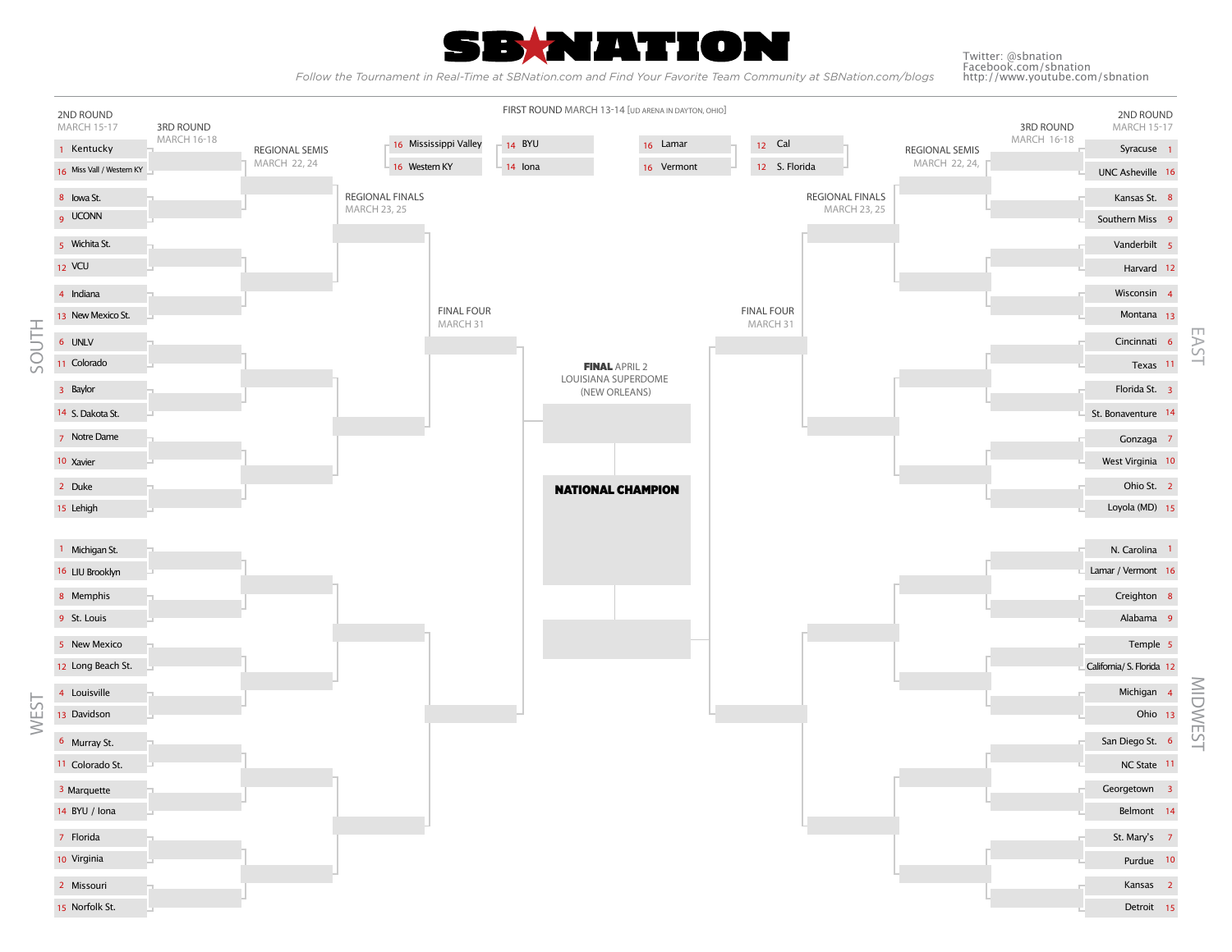# SB NATION

*Follow the Tournament in Real-Time at SBNation.com and Find Your Favorite Team Community at SBNation.com/blogs*

Twitter: @sbnation
Facebook.com/sbnation
http://www.youtube.com/sbnation

## FIRST ROUND MARCH 13-14 [UD ARENA IN DAYTON, OHIO]

| Seed | Team | Seed | Team |
| --- | --- | --- | --- |
| 16 | Mississippi Valley | 14 | BYU |
| 16 | Western KY | 14 | Iona |
| 16 | Lamar | 12 | Cal |
| 16 | Vermont | 12 | S. Florida |

Round dates: 2ND ROUND MARCH 15-17 · 3RD ROUND MARCH 16-18 · REGIONAL SEMIS MARCH 22, 24 · REGIONAL FINALS MARCH 23, 25 · FINAL FOUR MARCH 31

**FINAL** APRIL 2
LOUISIANA SUPERDOME
(NEW ORLEANS)

**NATIONAL CHAMPION**

## SOUTH

| Seed | Team |
| --- | --- |
| 1 | Kentucky |
| 16 | Miss Vall / Western KY |
| 8 | Iowa St. |
| 9 | UCONN |
| 5 | Wichita St. |
| 12 | VCU |
| 4 | Indiana |
| 13 | New Mexico St. |
| 6 | UNLV |
| 11 | Colorado |
| 3 | Baylor |
| 14 | S. Dakota St. |
| 7 | Notre Dame |
| 10 | Xavier |
| 2 | Duke |
| 15 | Lehigh |

## WEST

| Seed | Team |
| --- | --- |
| 1 | Michigan St. |
| 16 | LIU Brooklyn |
| 8 | Memphis |
| 9 | St. Louis |
| 5 | New Mexico |
| 12 | Long Beach St. |
| 4 | Louisville |
| 13 | Davidson |
| 6 | Murray St. |
| 11 | Colorado St. |
| 3 | Marquette |
| 14 | BYU / Iona |
| 7 | Florida |
| 10 | Virginia |
| 2 | Missouri |
| 15 | Norfolk St. |

## EAST

| Seed | Team |
| --- | --- |
| 1 | Syracuse |
| 16 | UNC Asheville |
| 8 | Kansas St. |
| 9 | Southern Miss |
| 5 | Vanderbilt |
| 12 | Harvard |
| 4 | Wisconsin |
| 13 | Montana |
| 6 | Cincinnati |
| 11 | Texas |
| 3 | Florida St. |
| 14 | St. Bonaventure |
| 7 | Gonzaga |
| 10 | West Virginia |
| 2 | Ohio St. |
| 15 | Loyola (MD) |

## MIDWEST

| Seed | Team |
| --- | --- |
| 1 | N. Carolina |
| 16 | Lamar / Vermont |
| 8 | Creighton |
| 9 | Alabama |
| 5 | Temple |
| 12 | California/ S. Florida |
| 4 | Michigan |
| 13 | Ohio |
| 6 | San Diego St. |
| 11 | NC State |
| 3 | Georgetown |
| 14 | Belmont |
| 7 | St. Mary's |
| 10 | Purdue |
| 2 | Kansas |
| 15 | Detroit |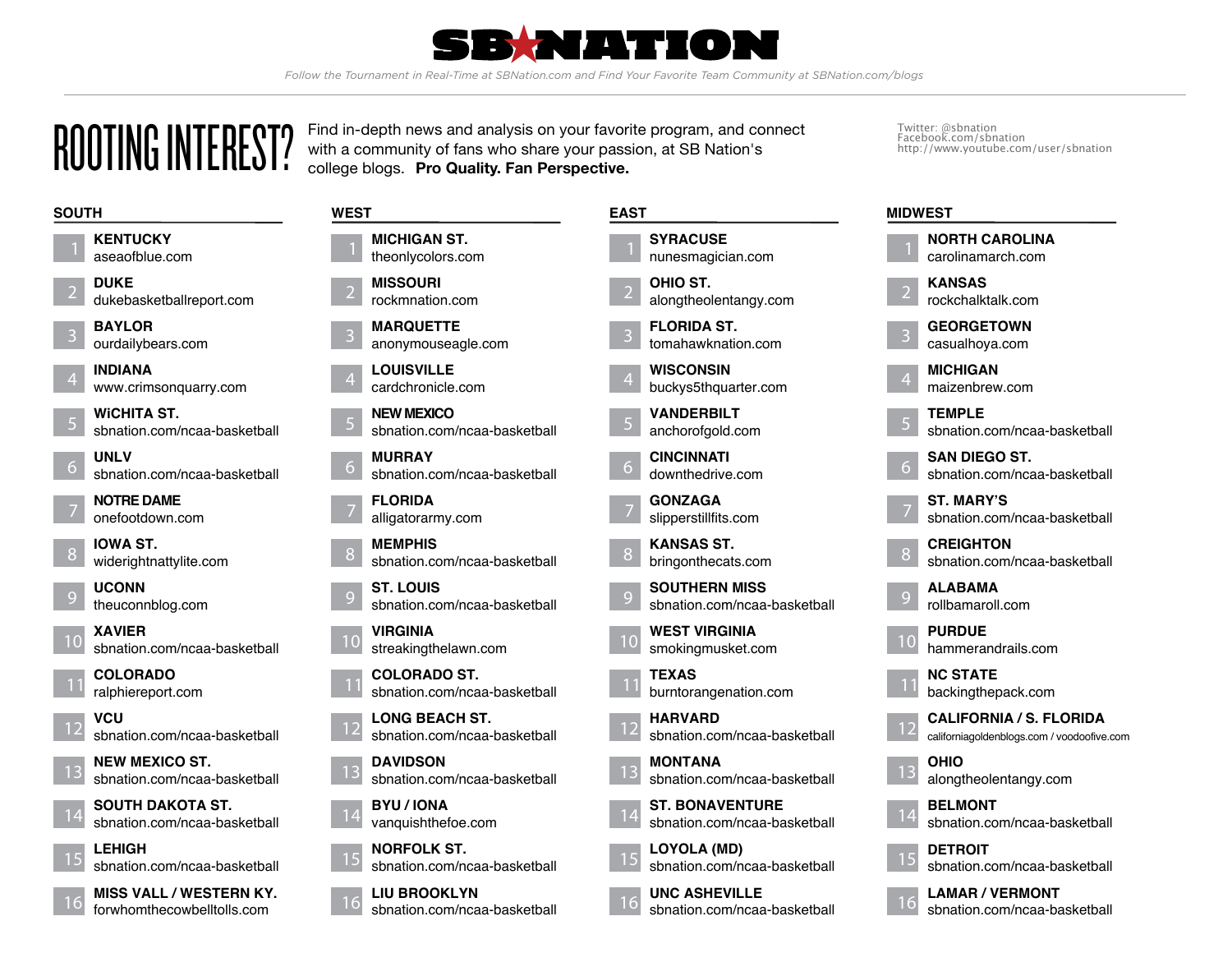# SB NATION

*Follow the Tournament in Real-Time at SBNation.com and Find Your Favorite Team Community at SBNation.com/blogs*

## ROOTING INTEREST?

Find in-depth news and analysis on your favorite program, and connect with a community of fans who share your passion, at SB Nation's college blogs. **Pro Quality. Fan Perspective.**

Twitter: @sbnation
Facebook.com/sbnation
http://www.youtube.com/user/sbnation

### SOUTH

| | |
|---|---|
| 1 | **KENTUCKY** aseaofblue.com |
| 2 | **DUKE** dukebasketballreport.com |
| 3 | **BAYLOR** ourdailybears.com |
| 4 | **INDIANA** www.crimsonquarry.com |
| 5 | **WiCHITA ST.** sbnation.com/ncaa-basketball |
| 6 | **UNLV** sbnation.com/ncaa-basketball |
| 7 | **NOTRE DAME** onefootdown.com |
| 8 | **IOWA ST.** widerightnattylite.com |
| 9 | **UCONN** theuconnblog.com |
| 10 | **XAVIER** sbnation.com/ncaa-basketball |
| 11 | **COLORADO** ralphiereport.com |
| 12 | **VCU** sbnation.com/ncaa-basketball |
| 13 | **NEW MEXICO ST.** sbnation.com/ncaa-basketball |
| 14 | **SOUTH DAKOTA ST.** sbnation.com/ncaa-basketball |
| 15 | **LEHIGH** sbnation.com/ncaa-basketball |
| 16 | **MISS VALL / WESTERN KY.** forwhomthecowbelltolls.com |

### WEST

| | |
|---|---|
| 1 | **MICHIGAN ST.** theonlycolors.com |
| 2 | **MISSOURI** rockmnation.com |
| 3 | **MARQUETTE** anonymouseagle.com |
| 4 | **LOUISVILLE** cardchronicle.com |
| 5 | **NEW MEXICO** sbnation.com/ncaa-basketball |
| 6 | **MURRAY** sbnation.com/ncaa-basketball |
| 7 | **FLORIDA** alligatorarmy.com |
| 8 | **MEMPHIS** sbnation.com/ncaa-basketball |
| 9 | **ST. LOUIS** sbnation.com/ncaa-basketball |
| 10 | **VIRGINIA** streakingthelawn.com |
| 11 | **COLORADO ST.** sbnation.com/ncaa-basketball |
| 12 | **LONG BEACH ST.** sbnation.com/ncaa-basketball |
| 13 | **DAVIDSON** sbnation.com/ncaa-basketball |
| 14 | **BYU / IONA** vanquishthefoe.com |
| 15 | **NORFOLK ST.** sbnation.com/ncaa-basketball |
| 16 | **LIU BROOKLYN** sbnation.com/ncaa-basketball |

### EAST

| | |
|---|---|
| 1 | **SYRACUSE** nunesmagician.com |
| 2 | **OHIO ST.** alongtheolentangy.com |
| 3 | **FLORIDA ST.** tomahawknation.com |
| 4 | **WISCONSIN** buckys5thquarter.com |
| 5 | **VANDERBILT** anchorofgold.com |
| 6 | **CINCINNATI** downthedrive.com |
| 7 | **GONZAGA** slipperstillfits.com |
| 8 | **KANSAS ST.** bringonthecats.com |
| 9 | **SOUTHERN MISS** sbnation.com/ncaa-basketball |
| 10 | **WEST VIRGINIA** smokingmusket.com |
| 11 | **TEXAS** burntorangenation.com |
| 12 | **HARVARD** sbnation.com/ncaa-basketball |
| 13 | **MONTANA** sbnation.com/ncaa-basketball |
| 14 | **ST. BONAVENTURE** sbnation.com/ncaa-basketball |
| 15 | **LOYOLA (MD)** sbnation.com/ncaa-basketball |
| 16 | **UNC ASHEVILLE** sbnation.com/ncaa-basketball |

### MIDWEST

| | |
|---|---|
| 1 | **NORTH CAROLINA** carolinamarch.com |
| 2 | **KANSAS** rockchalktalk.com |
| 3 | **GEORGETOWN** casualhoya.com |
| 4 | **MICHIGAN** maizenbrew.com |
| 5 | **TEMPLE** sbnation.com/ncaa-basketball |
| 6 | **SAN DIEGO ST.** sbnation.com/ncaa-basketball |
| 7 | **ST. MARY'S** sbnation.com/ncaa-basketball |
| 8 | **CREIGHTON** sbnation.com/ncaa-basketball |
| 9 | **ALABAMA** rollbamaroll.com |
| 10 | **PURDUE** hammerandrails.com |
| 11 | **NC STATE** backingthepack.com |
| 12 | **CALIFORNIA / S. FLORIDA** californiagoldenblogs.com / voodoofive.com |
| 13 | **OHIO** alongtheolentangy.com |
| 14 | **BELMONT** sbnation.com/ncaa-basketball |
| 15 | **DETROIT** sbnation.com/ncaa-basketball |
| 16 | **LAMAR / VERMONT** sbnation.com/ncaa-basketball |